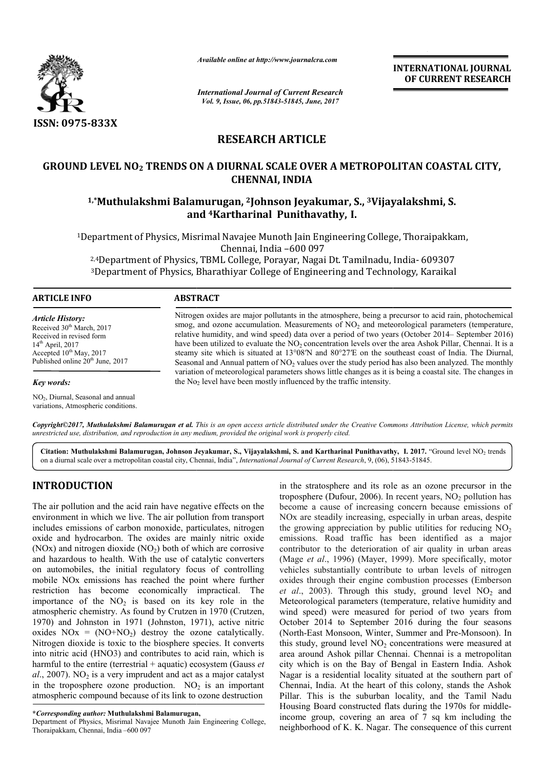# RESEARCH ARTICLE

# GROUND LEVEL $NO_2$ TRENDS ON A DIURNAL SCALE OVER A METROPOLITAN COASTAL CITY, CHENNAI, INDIA

**[1,*]Muthulakshmi Balamurugan, [2]Johnson Jeyakumar, S., [3]Vijayalakshmi, S. and [4]Kartharinal Punithavathy, I.**

[1]Department of Physics, Misrimal Navajee Munoth Jain Engineering College, Thoraipakkam, Chennai, India –600 097

[2,4]Department of Physics, TBML College, Porayar, Nagai Dt. Tamilnadu, India- 609307

[3]Department of Physics, Bharathiyar College of Engineering and Technology, Karaikal

## ARTICLE INFO

*Article History:*

Received 30th March, 2017
Received in revised form
14th April, 2017
Accepted 10th May, 2017
Published online 20th June, 2017

*Key words:*

$NO_2$, Diurnal, Seasonal and annual variations, Atmospheric conditions.

## ABSTRACT

Nitrogen oxides are major pollutants in the atmosphere, being a precursor to acid rain, photochemical smog, and ozone accumulation. Measurements of $NO_2$ and meteorological parameters (temperature, relative humidity, and wind speed) data over a period of two years (October 2014– September 2016) have been utilized to evaluate the $NO_2$ concentration levels over the area Ashok Pillar, Chennai. It is a steamy site which is situated at 13°08′N and 80°27′E on the southeast coast of India. The Diurnal, Seasonal and Annual pattern of $NO_2$ values over the study period has also been analyzed. The monthly variation of meteorological parameters shows little changes as it is being a coastal site. The changes in the $No_2$ level have been mostly influenced by the traffic intensity.

*Copyright©2017, Muthulakshmi Balamurugan et al. This is an open access article distributed under the Creative Commons Attribution License, which permits unrestricted use, distribution, and reproduction in any medium, provided the original work is properly cited.*

**Citation: Muthulakshmi Balamurugan, Johnson Jeyakumar, S., Vijayalakshmi, S. and Kartharinal Punithavathy, I. 2017.** "Ground level $NO_2$ trends on a diurnal scale over a metropolitan coastal city, Chennai, India", *International Journal of Current Research*, 9, (06), 51843-51845.

## INTRODUCTION

The air pollution and the acid rain have negative effects on the environment in which we live. The air pollution from transport includes emissions of carbon monoxide, particulates, nitrogen oxide and hydrocarbon. The oxides are mainly nitric oxide (NOx) and nitrogen dioxide ($NO_2$) both of which are corrosive and hazardous to health. With the use of catalytic converters on automobiles, the initial regulatory focus of controlling mobile NOx emissions has reached the point where further restriction has become economically impractical. The importance of the $NO_2$ is based on its key role in the atmospheric chemistry. As found by Crutzen in 1970 (Crutzen, 1970) and Johnston in 1971 (Johnston, 1971), active nitric oxides NOx = ($NO+NO_2$) destroy the ozone catalytically. Nitrogen dioxide is toxic to the biosphere species. It converts into nitric acid (HNO3) and contributes to acid rain, which is harmful to the entire (terrestrial + aquatic) ecosystem (Gauss *et al*., 2007). $NO_2$ is a very imprudent and act as a major catalyst in the troposphere ozone production. $NO_2$ is an important atmospheric compound because of its link to ozone destruction in the stratosphere and its role as an ozone precursor in the troposphere (Dufour, 2006). In recent years, $NO_2$ pollution has become a cause of increasing concern because emissions of NOx are steadily increasing, especially in urban areas, despite the growing appreciation by public utilities for reducing $NO_2$ emissions. Road traffic has been identified as a major contributor to the deterioration of air quality in urban areas (Mage *et al*., 1996) (Mayer, 1999). More specifically, motor vehicles substantially contribute to urban levels of nitrogen oxides through their engine combustion processes (Emberson *et al*., 2003). Through this study, ground level $NO_2$ and Meteorological parameters (temperature, relative humidity and wind speed) were measured for period of two years from October 2014 to September 2016 during the four seasons (North-East Monsoon, Winter, Summer and Pre-Monsoon). In this study, ground level $NO_2$ concentrations were measured at area around Ashok pillar Chennai. Chennai is a metropolitan city which is on the Bay of Bengal in Eastern India. Ashok Nagar is a residential locality situated at the southern part of Chennai, India. At the heart of this colony, stands the Ashok Pillar. This is the suburban locality, and the Tamil Nadu Housing Board constructed flats during the 1970s for middle-income group, covering an area of 7 sq km including the neighborhood of K. K. Nagar. The consequence of this current

**\*Corresponding author: Muthulakshmi Balamurugan,**
Department of Physics, Misrimal Navajee Munoth Jain Engineering College, Thoraipakkam, Chennai, India –600 097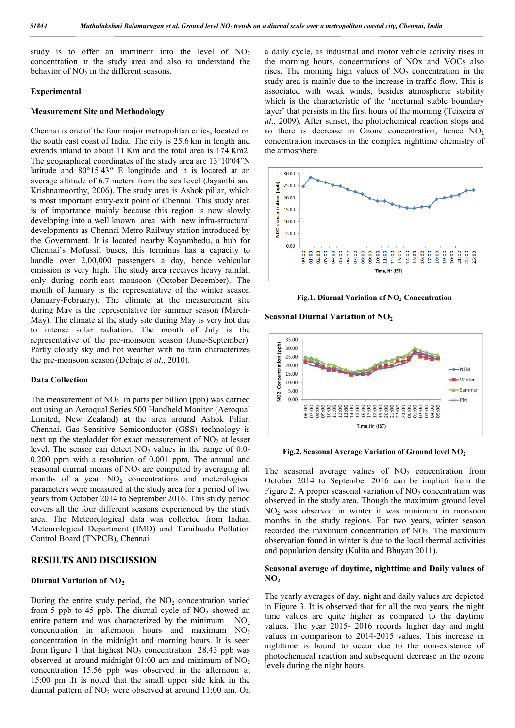study is to offer an imminent into the level of $NO_2$ concentration at the study area and also to understand the behavior of $NO_2$ in the different seasons.

## Experimental

### Measurement Site and Methodology

Chennai is one of the four major metropolitan cities, located on the south east coast of India. The city is 25.6 km in length and extends inland to about 11 Km and the total area is 174 Km2. The geographical coordinates of the study area are 13°10′04″N latitude and 80°15′43″ E longitude and it is located at an average altitude of 6.7 meters from the sea level (Jayanthi and Krishnamoorthy, 2006). The study area is Ashok pillar, which is most important entry-exit point of Chennai. This study area is of importance mainly because this region is now slowly developing into a well known area with new infra-structural developments as Chennai Metro Railway station introduced by the Government. It is located nearby Koyambedu, a hub for Chennai's Mofussil buses, this terminus has a capacity to handle over 2,00,000 passengers a day, hence vehicular emission is very high. The study area receives heavy rainfall only during north-east monsoon (October-December). The month of January is the representative of the winter season (January-February). The climate at the measurement site during May is the representative for summer season (March-May). The climate at the study site during May is very hot due to intense solar radiation. The month of July is the representative of the pre-monsoon season (June-September). Partly cloudy sky and hot weather with no rain characterizes the pre-monsoon season (Debaje *et al*., 2010).

### Data Collection

The measurement of $NO_2$ in parts per billion (ppb) was carried out using an Aeroqual Series 500 Handheld Monitor (Aeroqual Limited, New Zealand) at the area around Ashok Pillar, Chennai. Gas Sensitive Semiconductor (GSS) technology is next up the stepladder for exact measurement of $NO_2$ at lesser level. The sensor can detect $NO_2$ values in the range of 0.0-0.200 ppm with a resolution of 0.001 ppm. The annual and seasonal diurnal means of $NO_2$ are computed by averaging all months of a year. $NO_2$ concentrations and meterological parameters were measured at the study area for a period of two years from October 2014 to September 2016. This study period covers all the four different seasons experienced by the study area. The Meteorological data was collected from Indian Meteorological Department (IMD) and Tamilnadu Pollution Control Board (TNPCB), Chennai.

## RESULTS AND DISCUSSION

### Diurnal Variation of $NO_2$

During the entire study period, the $NO_2$ concentration varied from 5 ppb to 45 ppb. The diurnal cycle of $NO_2$ showed an entire pattern and was characterized by the minimum $NO_2$ concentration in afternoon hours and maximum $NO_2$ concentration in the midnight and morning hours. It is seen from figure 1 that highest $NO_2$ concentration 28.43 ppb was observed at around midnight 01:00 am and minimum of $NO_2$ concentration 15.56 ppb was observed in the afternoon at 15:00 pm .It is noted that the small upper side kink in the diurnal pattern of $NO_2$ were observed at around 11:00 am. On a daily cycle, as industrial and motor vehicle activity rises in the morning hours, concentrations of NOx and VOCs also rises. The morning high values of $NO_2$ concentration in the study area is mainly due to the increase in traffic flow. This is associated with weak winds, besides atmospheric stability which is the characteristic of the 'nocturnal stable boundary layer' that persists in the first hours of the morning (Teixeira *et al*., 2009). After sunset, the photochemical reaction stops and so there is decrease in Ozone concentration, hence $NO_2$ concentration increases in the complex nighttime chemistry of the atmosphere.

**Fig.1. Diurnal Variation of $NO_2$ Concentration**

### Seasonal Diurnal Variation of $NO_2$

**Fig.2. Seasonal Average Variation of Ground level $NO_2$**

The seasonal average values of $NO_2$ concentration from October 2014 to September 2016 can be implicit from the Figure 2. A proper seasonal variation of $NO_2$ concentration was observed in the study area. Though the maximum ground level $NO_2$ was observed in winter it was minimum in monsoon months in the study regions. For two years, winter season recorded the maximum concentration of $NO_2$. The maximum observation found in winter is due to the local thermal activities and population density (Kalita and Bhuyan 2011).

### Seasonal average of daytime, nighttime and Daily values of $NO_2$

The yearly averages of day, night and daily values are depicted in Figure 3. It is observed that for all the two years, the night time values are quite higher as compared to the daytime values. The year 2015- 2016 records higher day and night values in comparison to 2014-2015 values. This increase in nighttime is bound to occur due to the non-existence of photochemical reaction and subsequent decrease in the ozone levels during the night hours.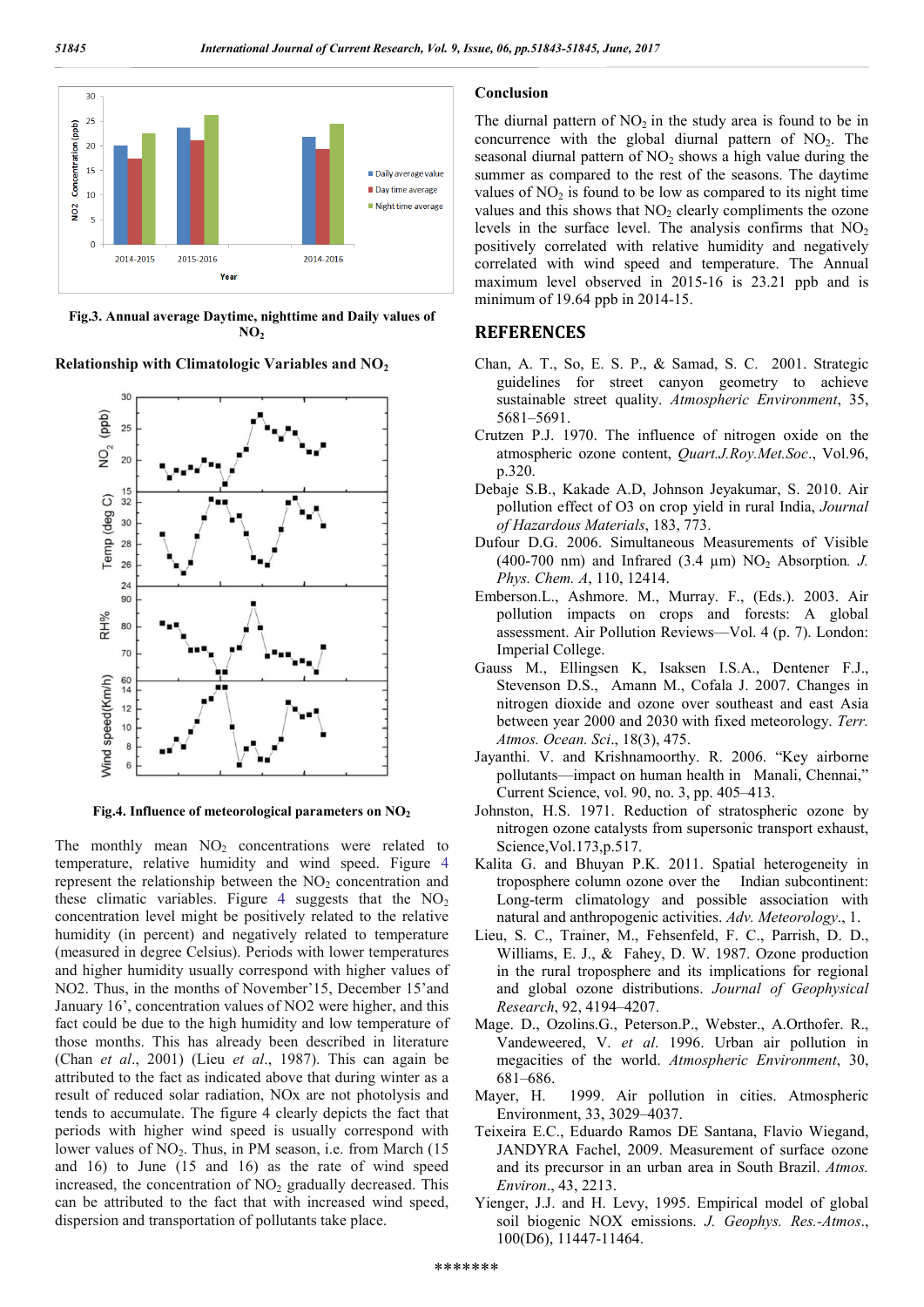30
25
20
15
10
5
0
NO2 Concentration (ppb)
2014-2015
2015-2016
2014-2016
Year
Daily average value
Day time average
Night time average

Fig.3. Annual average Daytime, nighttime and Daily values of $NO_2$

### Relationship with Climatologic Variables and $NO_2$

$NO_2$ (ppb)
30
25
20
15
Temp (deg C)
32
30
28
26
24
RH%
90
80
70
60
Wind speed(Km/h)
14
12
10
8
6

Fig.4. Influence of meteorological parameters on $NO_2$

The monthly mean $NO_2$ concentrations were related to temperature, relative humidity and wind speed. Figure 4 represent the relationship between the $NO_2$ concentration and these climatic variables. Figure 4 suggests that the $NO_2$ concentration level might be positively related to the relative humidity (in percent) and negatively related to temperature (measured in degree Celsius). Periods with lower temperatures and higher humidity usually correspond with higher values of NO2. Thus, in the months of November'15, December 15'and January 16', concentration values of NO2 were higher, and this fact could be due to the high humidity and low temperature of those months. This has already been described in literature (Chan *et al*., 2001) (Lieu *et al*., 1987). This can again be attributed to the fact as indicated above that during winter as a result of reduced solar radiation, NOx are not photolysis and tends to accumulate. The figure 4 clearly depicts the fact that periods with higher wind speed is usually correspond with lower values of $NO_2$. Thus, in PM season, i.e. from March (15 and 16) to June (15 and 16) as the rate of wind speed increased, the concentration of $NO_2$ gradually decreased. This can be attributed to the fact that with increased wind speed, dispersion and transportation of pollutants take place.

### Conclusion

The diurnal pattern of $NO_2$ in the study area is found to be in concurrence with the global diurnal pattern of $NO_2$. The seasonal diurnal pattern of $NO_2$ shows a high value during the summer as compared to the rest of the seasons. The daytime values of $NO_2$ is found to be low as compared to its night time values and this shows that $NO_2$ clearly compliments the ozone levels in the surface level. The analysis confirms that $NO_2$ positively correlated with relative humidity and negatively correlated with wind speed and temperature. The Annual maximum level observed in 2015-16 is 23.21 ppb and is minimum of 19.64 ppb in 2014-15.

## REFERENCES

Chan, A. T., So, E. S. P., & Samad, S. C. 2001. Strategic guidelines for street canyon geometry to achieve sustainable street quality. *Atmospheric Environment*, 35, 5681–5691.

Crutzen P.J. 1970. The influence of nitrogen oxide on the atmospheric ozone content, *Quart.J.Roy.Met.Soc*., Vol.96, p.320.

Debaje S.B., Kakade A.D, Johnson Jeyakumar, S. 2010. Air pollution effect of O3 on crop yield in rural India, *Journal of Hazardous Materials*, 183, 773.

Dufour D.G. 2006. Simultaneous Measurements of Visible (400-700 nm) and Infrared (3.4 μm) $NO_2$ Absorption. *J. Phys. Chem. A*, 110, 12414.

Emberson.L., Ashmore. M., Murray. F., (Eds.). 2003. Air pollution impacts on crops and forests: A global assessment. Air Pollution Reviews—Vol. 4 (p. 7). London: Imperial College.

Gauss M., Ellingsen K, Isaksen I.S.A., Dentener F.J., Stevenson D.S., Amann M., Cofala J. 2007. Changes in nitrogen dioxide and ozone over southeast and east Asia between year 2000 and 2030 with fixed meteorology. *Terr. Atmos. Ocean. Sci*., 18(3), 475.

Jayanthi. V. and Krishnamoorthy. R. 2006. "Key airborne pollutants—impact on human health in Manali, Chennai," Current Science, vol. 90, no. 3, pp. 405–413.

Johnston, H.S. 1971. Reduction of stratospheric ozone by nitrogen ozone catalysts from supersonic transport exhaust, Science,Vol.173,p.517.

Kalita G. and Bhuyan P.K. 2011. Spatial heterogeneity in troposphere column ozone over the Indian subcontinent: Long-term climatology and possible association with natural and anthropogenic activities. *Adv. Meteorology*., 1.

Lieu, S. C., Trainer, M., Fehsenfeld, F. C., Parrish, D. D., Williams, E. J., & Fahey, D. W. 1987. Ozone production in the rural troposphere and its implications for regional and global ozone distributions. *Journal of Geophysical Research*, 92, 4194–4207.

Mage. D., Ozolins.G., Peterson.P., Webster., A.Orthofer. R., Vandeweered, V. *et al*. 1996. Urban air pollution in megacities of the world. *Atmospheric Environment*, 30, 681–686.

Mayer, H. 1999. Air pollution in cities. Atmospheric Environment, 33, 3029–4037.

Teixeira E.C., Eduardo Ramos DE Santana, Flavio Wiegand, JANDYRA Fachel, 2009. Measurement of surface ozone and its precursor in an urban area in South Brazil. *Atmos. Environ*., 43, 2213.

Yienger, J.J. and H. Levy, 1995. Empirical model of global soil biogenic NOX emissions. *J. Geophys. Res.-Atmos*., 100(D6), 11447-11464.

\*\*\*\*\*\*\*